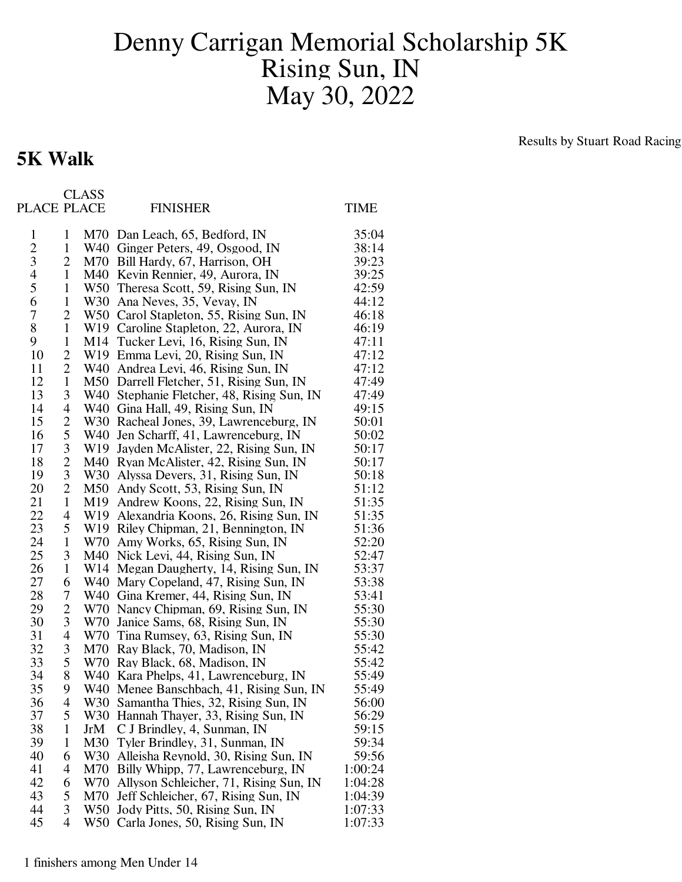# Denny Carrigan Memorial Scholarship 5K
# Rising Sun, IN
# May 30, 2022

Results by Stuart Road Racing

## 5K Walk

| PLACE | CLASS PLACE | | FINISHER | TIME |
|---|---|---|---|---|
| 1 | 1 | M70 | Dan Leach, 65, Bedford, IN | 35:04 |
| 2 | 1 | W40 | Ginger Peters, 49, Osgood, IN | 38:14 |
| 3 | 2 | M70 | Bill Hardy, 67, Harrison, OH | 39:23 |
| 4 | 1 | M40 | Kevin Rennier, 49, Aurora, IN | 39:25 |
| 5 | 1 | W50 | Theresa Scott, 59, Rising Sun, IN | 42:59 |
| 6 | 1 | W30 | Ana Neves, 35, Vevay, IN | 44:12 |
| 7 | 2 | W50 | Carol Stapleton, 55, Rising Sun, IN | 46:18 |
| 8 | 1 | W19 | Caroline Stapleton, 22, Aurora, IN | 46:19 |
| 9 | 1 | M14 | Tucker Levi, 16, Rising Sun, IN | 47:11 |
| 10 | 2 | W19 | Emma Levi, 20, Rising Sun, IN | 47:12 |
| 11 | 2 | W40 | Andrea Levi, 46, Rising Sun, IN | 47:12 |
| 12 | 1 | M50 | Darrell Fletcher, 51, Rising Sun, IN | 47:49 |
| 13 | 3 | W40 | Stephanie Fletcher, 48, Rising Sun, IN | 47:49 |
| 14 | 4 | W40 | Gina Hall, 49, Rising Sun, IN | 49:15 |
| 15 | 2 | W30 | Racheal Jones, 39, Lawrenceburg, IN | 50:01 |
| 16 | 5 | W40 | Jen Scharff, 41, Lawrenceburg, IN | 50:02 |
| 17 | 3 | W19 | Jayden McAlister, 22, Rising Sun, IN | 50:17 |
| 18 | 2 | M40 | Ryan McAlister, 42, Rising Sun, IN | 50:17 |
| 19 | 3 | W30 | Alyssa Devers, 31, Rising Sun, IN | 50:18 |
| 20 | 2 | M50 | Andy Scott, 53, Rising Sun, IN | 51:12 |
| 21 | 1 | M19 | Andrew Koons, 22, Rising Sun, IN | 51:35 |
| 22 | 4 | W19 | Alexandria Koons, 26, Rising Sun, IN | 51:35 |
| 23 | 5 | W19 | Riley Chipman, 21, Bennington, IN | 51:36 |
| 24 | 1 | W70 | Amy Works, 65, Rising Sun, IN | 52:20 |
| 25 | 3 | M40 | Nick Levi, 44, Rising Sun, IN | 52:47 |
| 26 | 1 | W14 | Megan Daugherty, 14, Rising Sun, IN | 53:37 |
| 27 | 6 | W40 | Mary Copeland, 47, Rising Sun, IN | 53:38 |
| 28 | 7 | W40 | Gina Kremer, 44, Rising Sun, IN | 53:41 |
| 29 | 2 | W70 | Nancy Chipman, 69, Rising Sun, IN | 55:30 |
| 30 | 3 | W70 | Janice Sams, 68, Rising Sun, IN | 55:30 |
| 31 | 4 | W70 | Tina Rumsey, 63, Rising Sun, IN | 55:30 |
| 32 | 3 | M70 | Ray Black, 70, Madison, IN | 55:42 |
| 33 | 5 | W70 | Ray Black, 68, Madison, IN | 55:42 |
| 34 | 8 | W40 | Kara Phelps, 41, Lawrenceburg, IN | 55:49 |
| 35 | 9 | W40 | Menee Banschbach, 41, Rising Sun, IN | 55:49 |
| 36 | 4 | W30 | Samantha Thies, 32, Rising Sun, IN | 56:00 |
| 37 | 5 | W30 | Hannah Thayer, 33, Rising Sun, IN | 56:29 |
| 38 | 1 | JrM | C J Brindley, 4, Sunman, IN | 59:15 |
| 39 | 1 | M30 | Tyler Brindley, 31, Sunman, IN | 59:34 |
| 40 | 6 | W30 | Alleisha Reynold, 30, Rising Sun, IN | 59:56 |
| 41 | 4 | M70 | Billy Whipp, 77, Lawrenceburg, IN | 1:00:24 |
| 42 | 6 | W70 | Allyson Schleicher, 71, Rising Sun, IN | 1:04:28 |
| 43 | 5 | M70 | Jeff Schleicher, 67, Rising Sun, IN | 1:04:39 |
| 44 | 3 | W50 | Jody Pitts, 50, Rising Sun, IN | 1:07:33 |
| 45 | 4 | W50 | Carla Jones, 50, Rising Sun, IN | 1:07:33 |

1 finishers among Men Under 14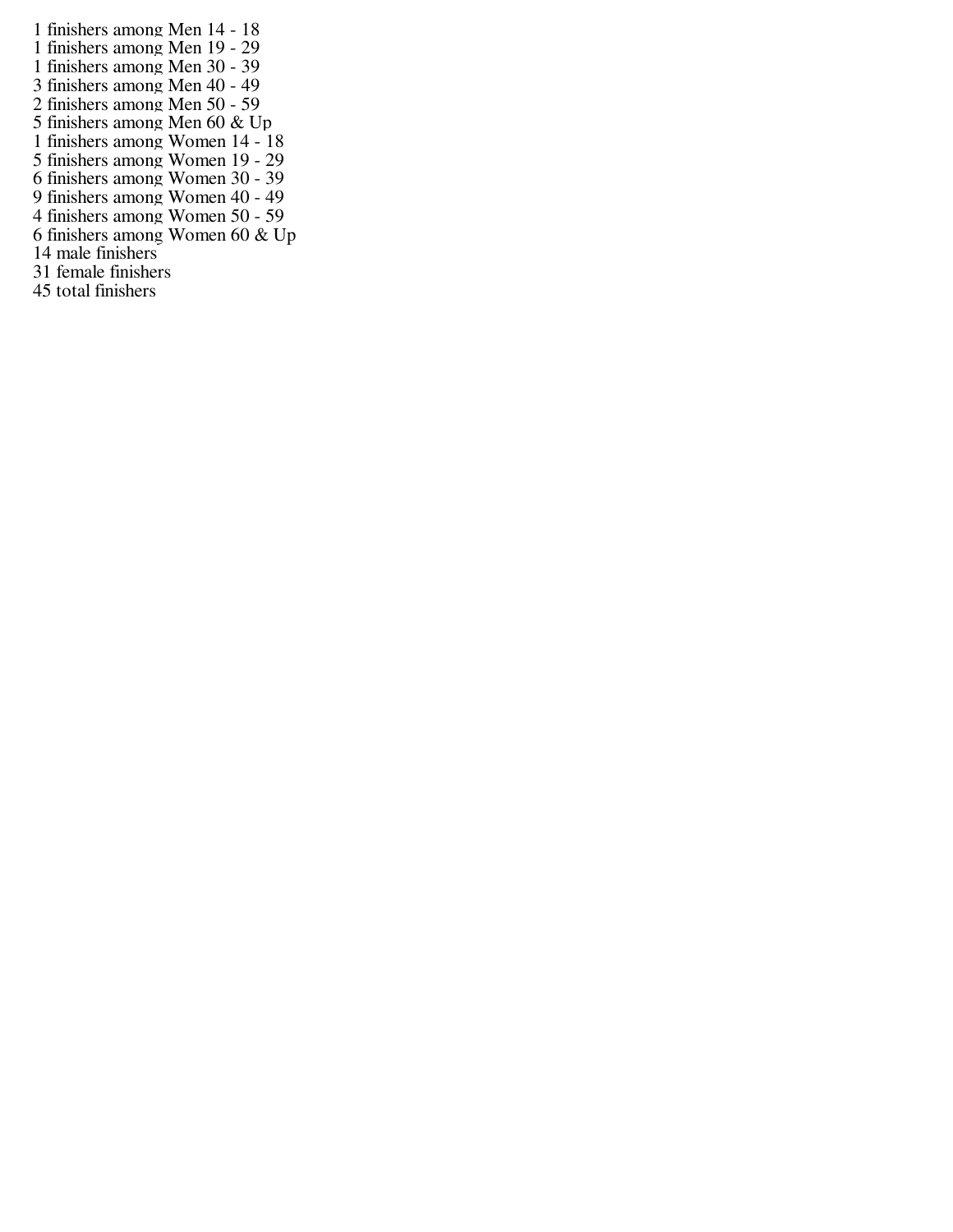1 finishers among Men 14 - 18
1 finishers among Men 19 - 29
1 finishers among Men 30 - 39
3 finishers among Men 40 - 49
2 finishers among Men 50 - 59
5 finishers among Men 60 & Up
1 finishers among Women 14 - 18
5 finishers among Women 19 - 29
6 finishers among Women 30 - 39
9 finishers among Women 40 - 49
4 finishers among Women 50 - 59
6 finishers among Women 60 & Up
14 male finishers
31 female finishers
45 total finishers